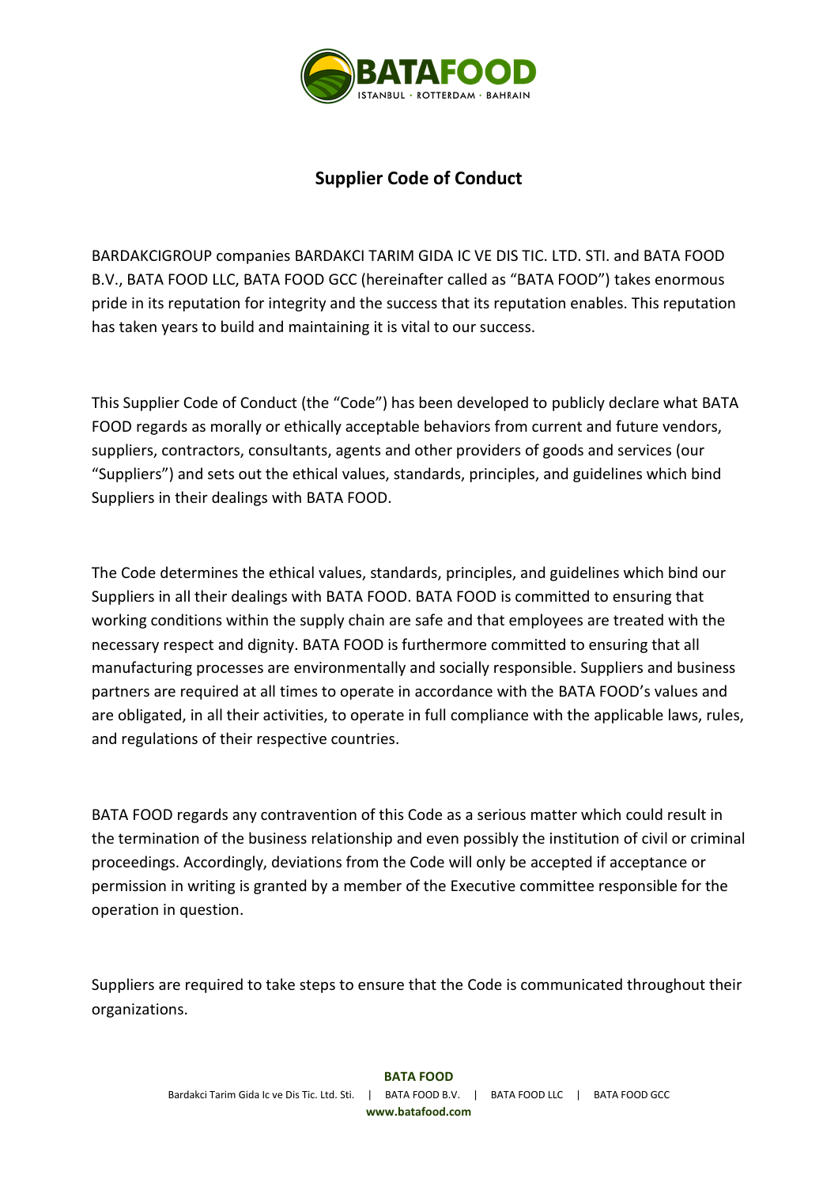# Supplier Code of Conduct

BARDAKCIGROUP companies BARDAKCI TARIM GIDA IC VE DIS TIC. LTD. STI. and BATA FOOD B.V., BATA FOOD LLC, BATA FOOD GCC (hereinafter called as "BATA FOOD") takes enormous pride in its reputation for integrity and the success that its reputation enables. This reputation has taken years to build and maintaining it is vital to our success.

This Supplier Code of Conduct (the "Code") has been developed to publicly declare what BATA FOOD regards as morally or ethically acceptable behaviors from current and future vendors, suppliers, contractors, consultants, agents and other providers of goods and services (our "Suppliers") and sets out the ethical values, standards, principles, and guidelines which bind Suppliers in their dealings with BATA FOOD.

The Code determines the ethical values, standards, principles, and guidelines which bind our Suppliers in all their dealings with BATA FOOD. BATA FOOD is committed to ensuring that working conditions within the supply chain are safe and that employees are treated with the necessary respect and dignity. BATA FOOD is furthermore committed to ensuring that all manufacturing processes are environmentally and socially responsible. Suppliers and business partners are required at all times to operate in accordance with the BATA FOOD's values and are obligated, in all their activities, to operate in full compliance with the applicable laws, rules, and regulations of their respective countries.

BATA FOOD regards any contravention of this Code as a serious matter which could result in the termination of the business relationship and even possibly the institution of civil or criminal proceedings. Accordingly, deviations from the Code will only be accepted if acceptance or permission in writing is granted by a member of the Executive committee responsible for the operation in question.

Suppliers are required to take steps to ensure that the Code is communicated throughout their organizations.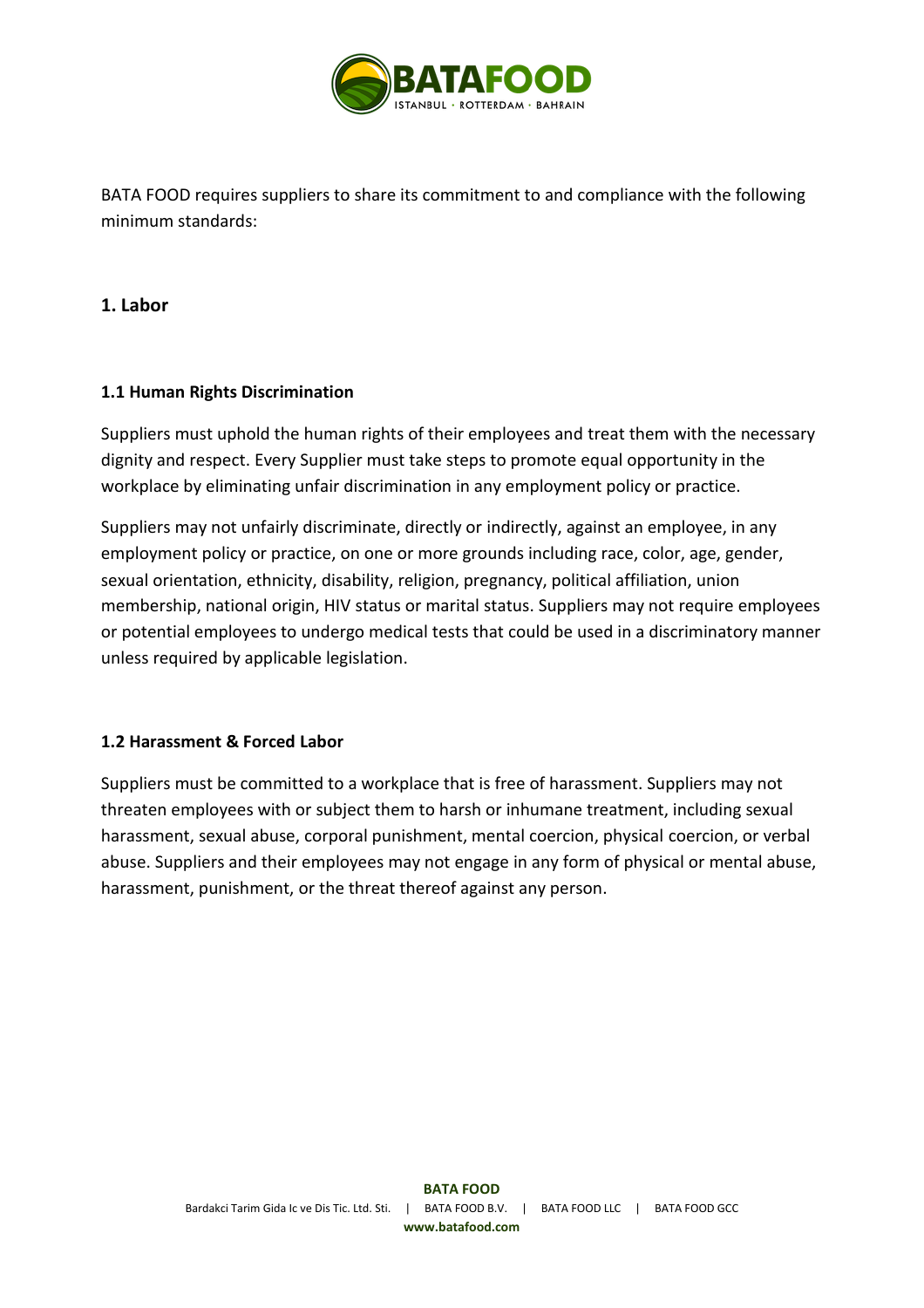BATA FOOD requires suppliers to share its commitment to and compliance with the following minimum standards:

## 1. Labor

### 1.1 Human Rights Discrimination

Suppliers must uphold the human rights of their employees and treat them with the necessary dignity and respect. Every Supplier must take steps to promote equal opportunity in the workplace by eliminating unfair discrimination in any employment policy or practice.

Suppliers may not unfairly discriminate, directly or indirectly, against an employee, in any employment policy or practice, on one or more grounds including race, color, age, gender, sexual orientation, ethnicity, disability, religion, pregnancy, political affiliation, union membership, national origin, HIV status or marital status. Suppliers may not require employees or potential employees to undergo medical tests that could be used in a discriminatory manner unless required by applicable legislation.

### 1.2 Harassment & Forced Labor

Suppliers must be committed to a workplace that is free of harassment. Suppliers may not threaten employees with or subject them to harsh or inhumane treatment, including sexual harassment, sexual abuse, corporal punishment, mental coercion, physical coercion, or verbal abuse. Suppliers and their employees may not engage in any form of physical or mental abuse, harassment, punishment, or the threat thereof against any person.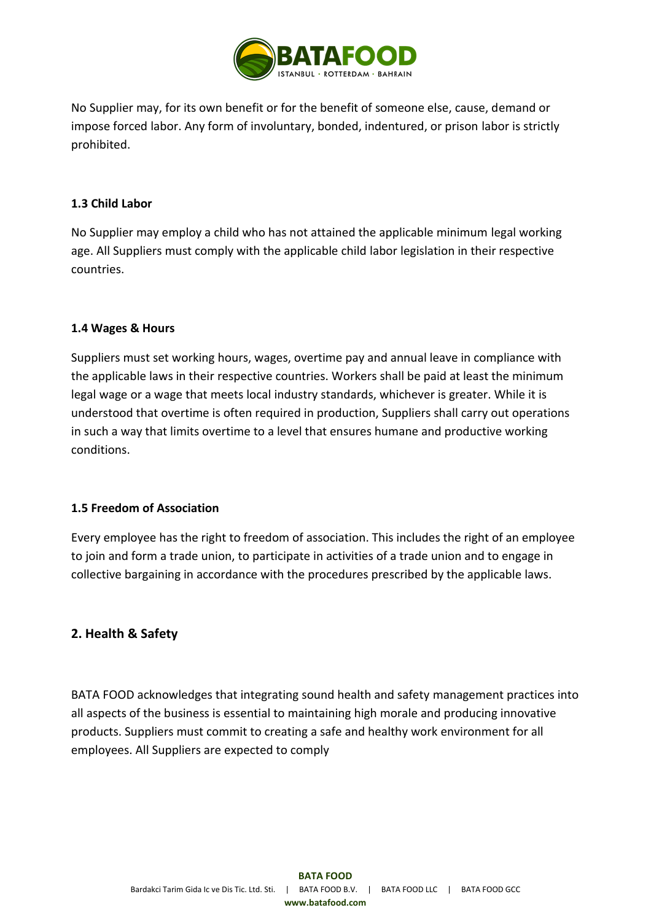No Supplier may, for its own benefit or for the benefit of someone else, cause, demand or impose forced labor. Any form of involuntary, bonded, indentured, or prison labor is strictly prohibited.

### 1.3 Child Labor

No Supplier may employ a child who has not attained the applicable minimum legal working age. All Suppliers must comply with the applicable child labor legislation in their respective countries.

### 1.4 Wages & Hours

Suppliers must set working hours, wages, overtime pay and annual leave in compliance with the applicable laws in their respective countries. Workers shall be paid at least the minimum legal wage or a wage that meets local industry standards, whichever is greater. While it is understood that overtime is often required in production, Suppliers shall carry out operations in such a way that limits overtime to a level that ensures humane and productive working conditions.

### 1.5 Freedom of Association

Every employee has the right to freedom of association. This includes the right of an employee to join and form a trade union, to participate in activities of a trade union and to engage in collective bargaining in accordance with the procedures prescribed by the applicable laws.

## 2. Health & Safety

BATA FOOD acknowledges that integrating sound health and safety management practices into all aspects of the business is essential to maintaining high morale and producing innovative products. Suppliers must commit to creating a safe and healthy work environment for all employees. All Suppliers are expected to comply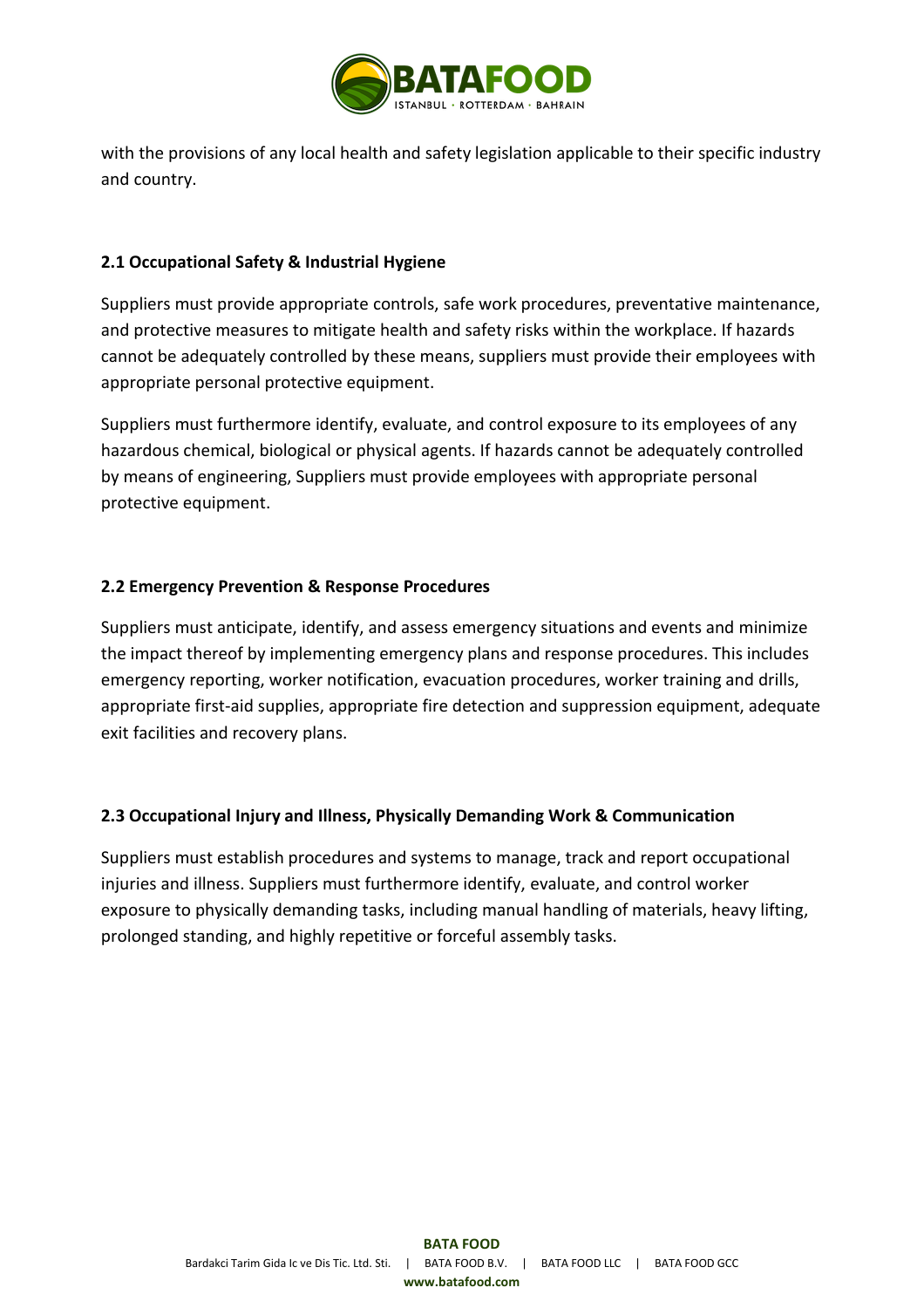with the provisions of any local health and safety legislation applicable to their specific industry and country.

### 2.1 Occupational Safety & Industrial Hygiene

Suppliers must provide appropriate controls, safe work procedures, preventative maintenance, and protective measures to mitigate health and safety risks within the workplace. If hazards cannot be adequately controlled by these means, suppliers must provide their employees with appropriate personal protective equipment.

Suppliers must furthermore identify, evaluate, and control exposure to its employees of any hazardous chemical, biological or physical agents. If hazards cannot be adequately controlled by means of engineering, Suppliers must provide employees with appropriate personal protective equipment.

### 2.2 Emergency Prevention & Response Procedures

Suppliers must anticipate, identify, and assess emergency situations and events and minimize the impact thereof by implementing emergency plans and response procedures. This includes emergency reporting, worker notification, evacuation procedures, worker training and drills, appropriate first-aid supplies, appropriate fire detection and suppression equipment, adequate exit facilities and recovery plans.

### 2.3 Occupational Injury and Illness, Physically Demanding Work & Communication

Suppliers must establish procedures and systems to manage, track and report occupational injuries and illness. Suppliers must furthermore identify, evaluate, and control worker exposure to physically demanding tasks, including manual handling of materials, heavy lifting, prolonged standing, and highly repetitive or forceful assembly tasks.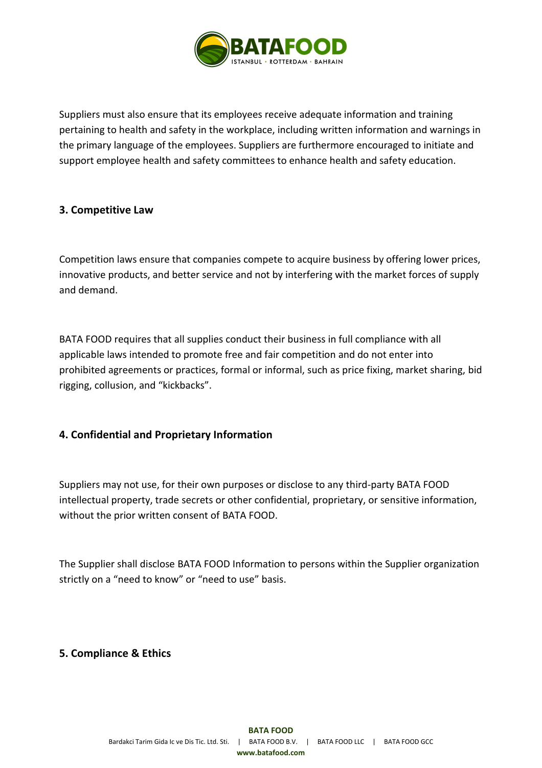Suppliers must also ensure that its employees receive adequate information and training pertaining to health and safety in the workplace, including written information and warnings in the primary language of the employees. Suppliers are furthermore encouraged to initiate and support employee health and safety committees to enhance health and safety education.

### 3. Competitive Law

Competition laws ensure that companies compete to acquire business by offering lower prices, innovative products, and better service and not by interfering with the market forces of supply and demand.

BATA FOOD requires that all supplies conduct their business in full compliance with all applicable laws intended to promote free and fair competition and do not enter into prohibited agreements or practices, formal or informal, such as price fixing, market sharing, bid rigging, collusion, and “kickbacks”.

### 4. Confidential and Proprietary Information

Suppliers may not use, for their own purposes or disclose to any third-party BATA FOOD intellectual property, trade secrets or other confidential, proprietary, or sensitive information, without the prior written consent of BATA FOOD.

The Supplier shall disclose BATA FOOD Information to persons within the Supplier organization strictly on a “need to know” or “need to use” basis.

### 5. Compliance & Ethics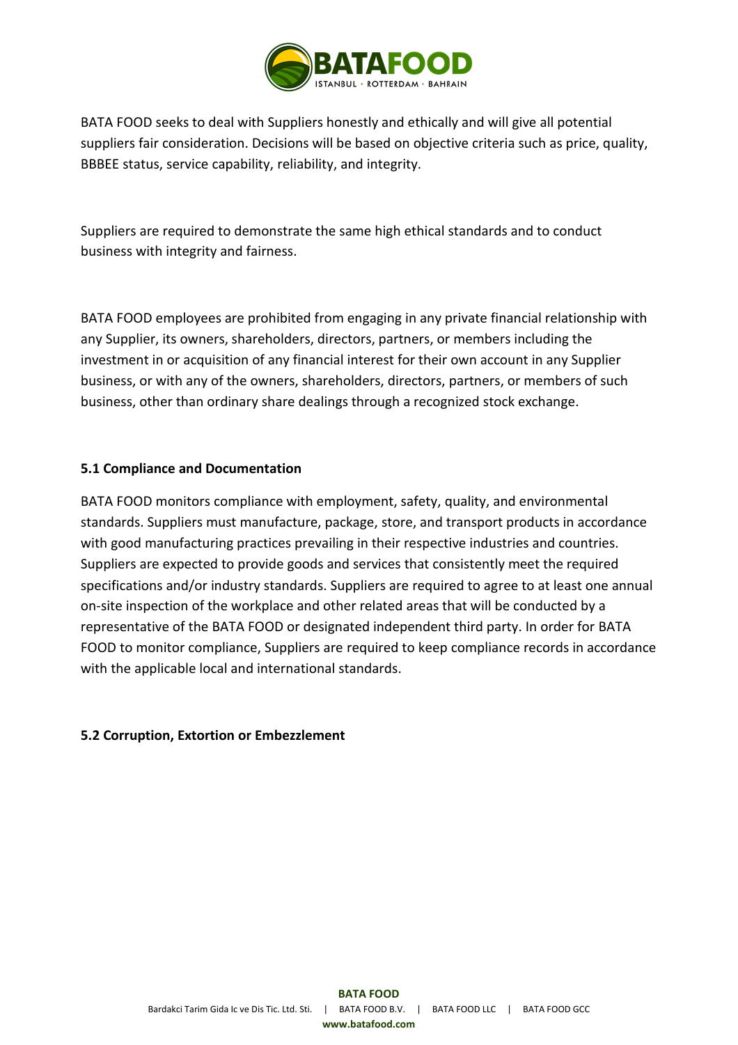BATA FOOD seeks to deal with Suppliers honestly and ethically and will give all potential suppliers fair consideration. Decisions will be based on objective criteria such as price, quality, BBBEE status, service capability, reliability, and integrity.

Suppliers are required to demonstrate the same high ethical standards and to conduct business with integrity and fairness.

BATA FOOD employees are prohibited from engaging in any private financial relationship with any Supplier, its owners, shareholders, directors, partners, or members including the investment in or acquisition of any financial interest for their own account in any Supplier business, or with any of the owners, shareholders, directors, partners, or members of such business, other than ordinary share dealings through a recognized stock exchange.

### 5.1 Compliance and Documentation

BATA FOOD monitors compliance with employment, safety, quality, and environmental standards. Suppliers must manufacture, package, store, and transport products in accordance with good manufacturing practices prevailing in their respective industries and countries. Suppliers are expected to provide goods and services that consistently meet the required specifications and/or industry standards. Suppliers are required to agree to at least one annual on-site inspection of the workplace and other related areas that will be conducted by a representative of the BATA FOOD or designated independent third party. In order for BATA FOOD to monitor compliance, Suppliers are required to keep compliance records in accordance with the applicable local and international standards.

### 5.2 Corruption, Extortion or Embezzlement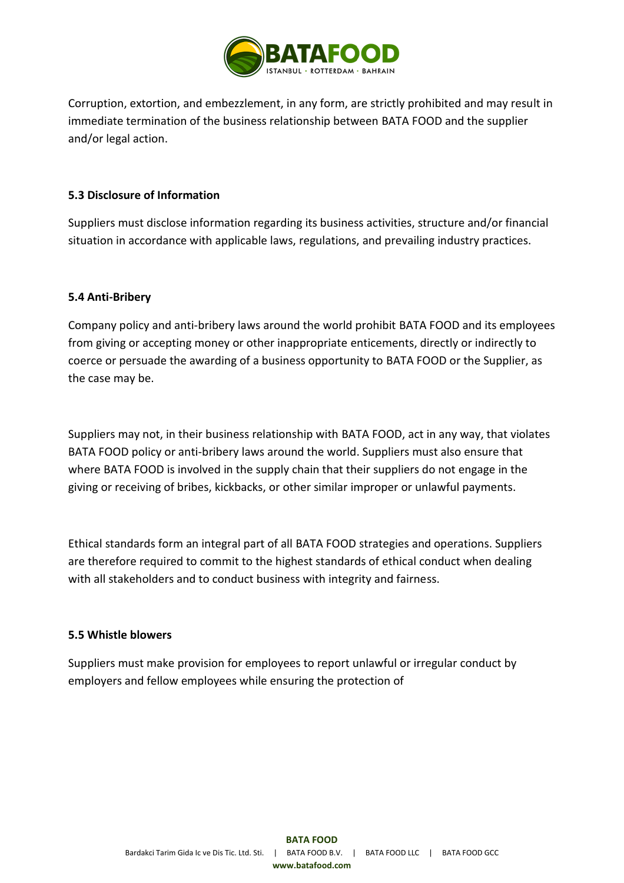Corruption, extortion, and embezzlement, in any form, are strictly prohibited and may result in immediate termination of the business relationship between BATA FOOD and the supplier and/or legal action.

### 5.3 Disclosure of Information

Suppliers must disclose information regarding its business activities, structure and/or financial situation in accordance with applicable laws, regulations, and prevailing industry practices.

### 5.4 Anti-Bribery

Company policy and anti-bribery laws around the world prohibit BATA FOOD and its employees from giving or accepting money or other inappropriate enticements, directly or indirectly to coerce or persuade the awarding of a business opportunity to BATA FOOD or the Supplier, as the case may be.

Suppliers may not, in their business relationship with BATA FOOD, act in any way, that violates BATA FOOD policy or anti-bribery laws around the world. Suppliers must also ensure that where BATA FOOD is involved in the supply chain that their suppliers do not engage in the giving or receiving of bribes, kickbacks, or other similar improper or unlawful payments.

Ethical standards form an integral part of all BATA FOOD strategies and operations. Suppliers are therefore required to commit to the highest standards of ethical conduct when dealing with all stakeholders and to conduct business with integrity and fairness.

### 5.5 Whistle blowers

Suppliers must make provision for employees to report unlawful or irregular conduct by employers and fellow employees while ensuring the protection of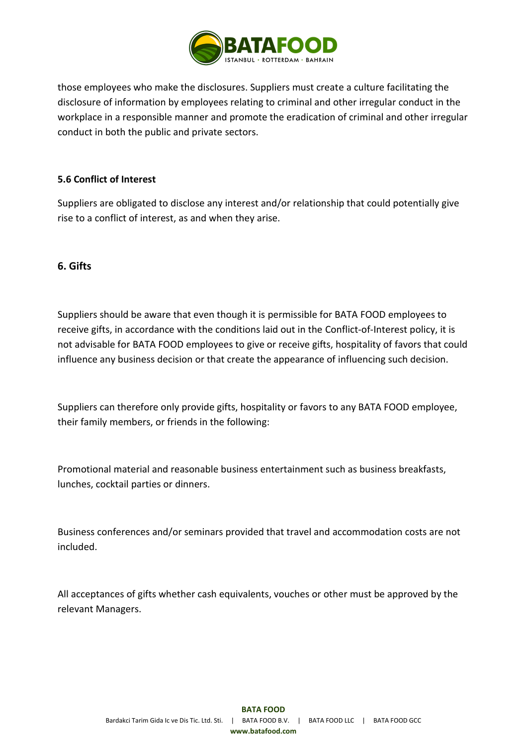those employees who make the disclosures. Suppliers must create a culture facilitating the disclosure of information by employees relating to criminal and other irregular conduct in the workplace in a responsible manner and promote the eradication of criminal and other irregular conduct in both the public and private sectors.

### 5.6 Conflict of Interest

Suppliers are obligated to disclose any interest and/or relationship that could potentially give rise to a conflict of interest, as and when they arise.

## 6. Gifts

Suppliers should be aware that even though it is permissible for BATA FOOD employees to receive gifts, in accordance with the conditions laid out in the Conflict-of-Interest policy, it is not advisable for BATA FOOD employees to give or receive gifts, hospitality of favors that could influence any business decision or that create the appearance of influencing such decision.

Suppliers can therefore only provide gifts, hospitality or favors to any BATA FOOD employee, their family members, or friends in the following:

Promotional material and reasonable business entertainment such as business breakfasts, lunches, cocktail parties or dinners.

Business conferences and/or seminars provided that travel and accommodation costs are not included.

All acceptances of gifts whether cash equivalents, vouches or other must be approved by the relevant Managers.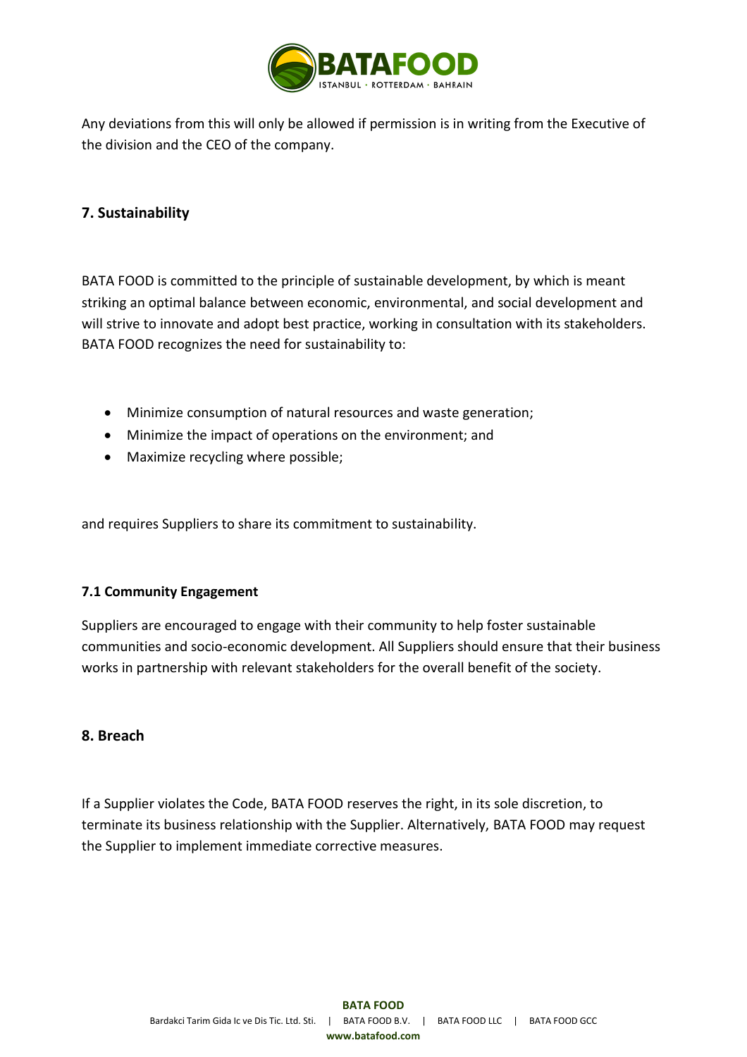Any deviations from this will only be allowed if permission is in writing from the Executive of the division and the CEO of the company.

## 7. Sustainability

BATA FOOD is committed to the principle of sustainable development, by which is meant striking an optimal balance between economic, environmental, and social development and will strive to innovate and adopt best practice, working in consultation with its stakeholders. BATA FOOD recognizes the need for sustainability to:

- Minimize consumption of natural resources and waste generation;
- Minimize the impact of operations on the environment; and
- Maximize recycling where possible;

and requires Suppliers to share its commitment to sustainability.

### 7.1 Community Engagement

Suppliers are encouraged to engage with their community to help foster sustainable communities and socio-economic development. All Suppliers should ensure that their business works in partnership with relevant stakeholders for the overall benefit of the society.

## 8. Breach

If a Supplier violates the Code, BATA FOOD reserves the right, in its sole discretion, to terminate its business relationship with the Supplier. Alternatively, BATA FOOD may request the Supplier to implement immediate corrective measures.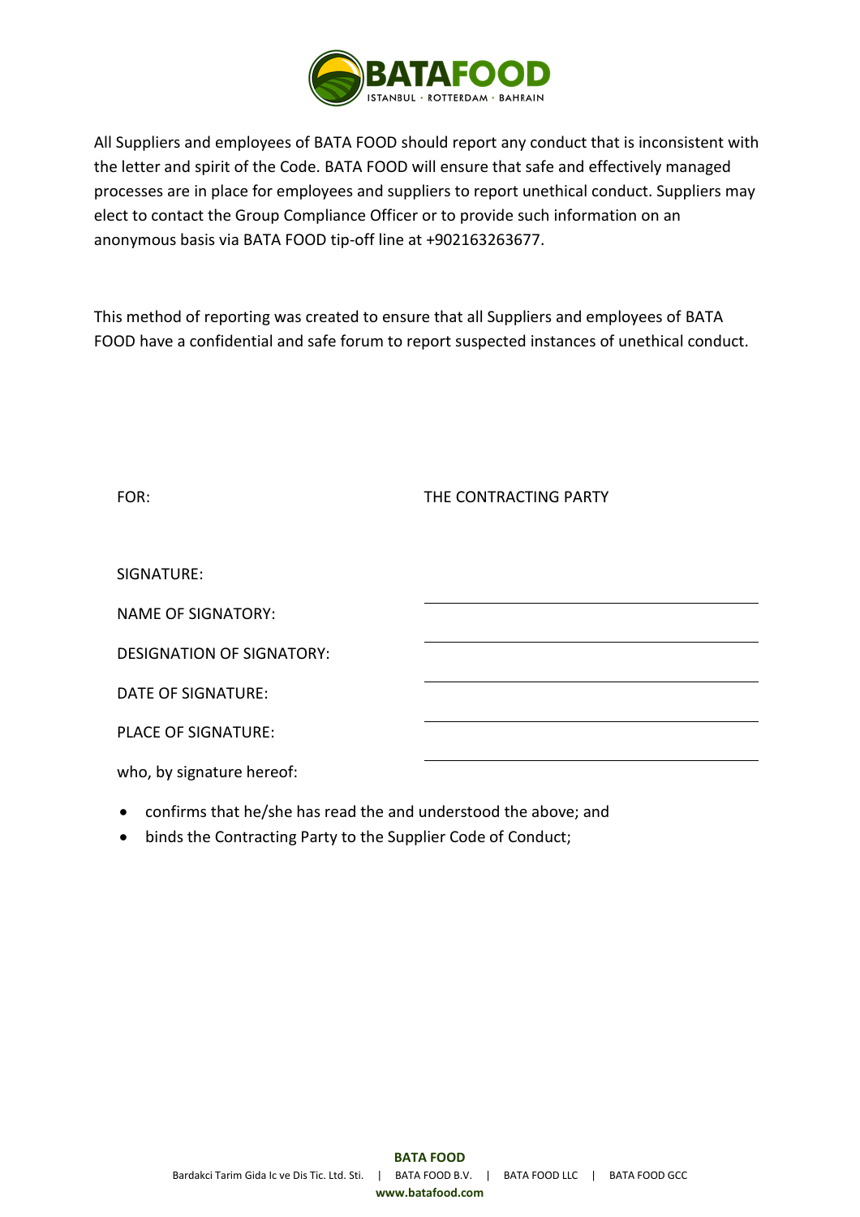All Suppliers and employees of BATA FOOD should report any conduct that is inconsistent with the letter and spirit of the Code. BATA FOOD will ensure that safe and effectively managed processes are in place for employees and suppliers to report unethical conduct. Suppliers may elect to contact the Group Compliance Officer or to provide such information on an anonymous basis via BATA FOOD tip-off line at +902163263677.

This method of reporting was created to ensure that all Suppliers and employees of BATA FOOD have a confidential and safe forum to report suspected instances of unethical conduct.

| | |
|---|---|
| FOR: | THE CONTRACTING PARTY |
| SIGNATURE: | ____________________ |
| NAME OF SIGNATORY: | ____________________ |
| DESIGNATION OF SIGNATORY: | ____________________ |
| DATE OF SIGNATURE: | ____________________ |
| PLACE OF SIGNATURE: | ____________________ |

who, by signature hereof:

- confirms that he/she has read the and understood the above; and
- binds the Contracting Party to the Supplier Code of Conduct;